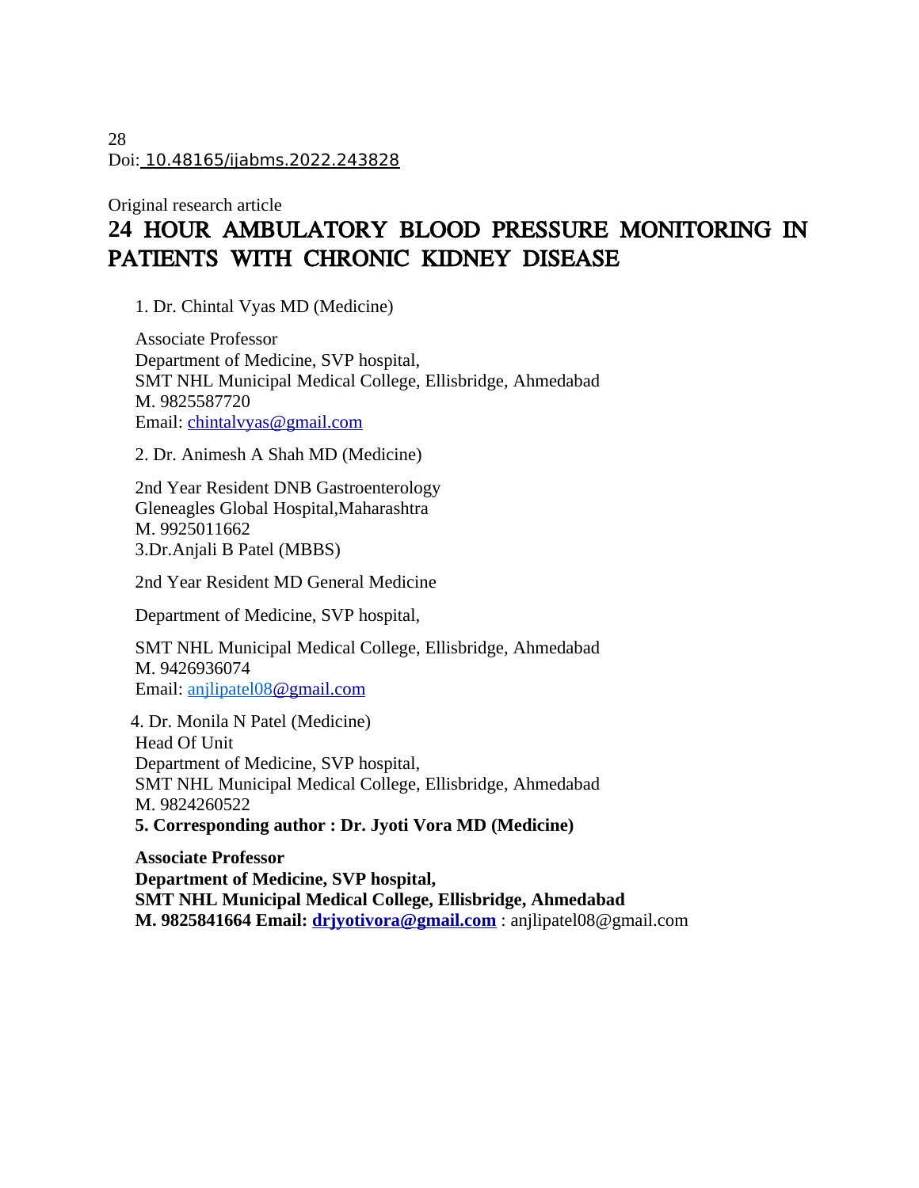Doi: 10.48165/ijabms.2022.243828

Original research article

# 24 HOUR AMBULATORY BLOOD PRESSURE MONITORING IN PATIENTS WITH CHRONIC KIDNEY DISEASE

1. Dr. Chintal Vyas MD (Medicine)

Associate Professor
Department of Medicine, SVP hospital,
SMT NHL Municipal Medical College, Ellisbridge, Ahmedabad
M. 9825587720
Email: chintalvyas@gmail.com

2. Dr. Animesh A Shah MD (Medicine)

2nd Year Resident DNB Gastroenterology
Gleneagles Global Hospital,Maharashtra
M. 9925011662

3. Dr.Anjali B Patel (MBBS)

2nd Year Resident MD General Medicine

Department of Medicine, SVP hospital,

SMT NHL Municipal Medical College, Ellisbridge, Ahmedabad
M. 9426936074
Email: anjlipatel08@gmail.com

4. Dr. Monila N Patel (Medicine)
Head Of Unit
Department of Medicine, SVP hospital,
SMT NHL Municipal Medical College, Ellisbridge, Ahmedabad
M. 9824260522

**5. Corresponding author : Dr. Jyoti Vora MD (Medicine)**

**Associate Professor**
**Department of Medicine, SVP hospital,**
**SMT NHL Municipal Medical College, Ellisbridge, Ahmedabad**
**M. 9825841664 Email: drjyotivora@gmail.com** : anjlipatel08@gmail.com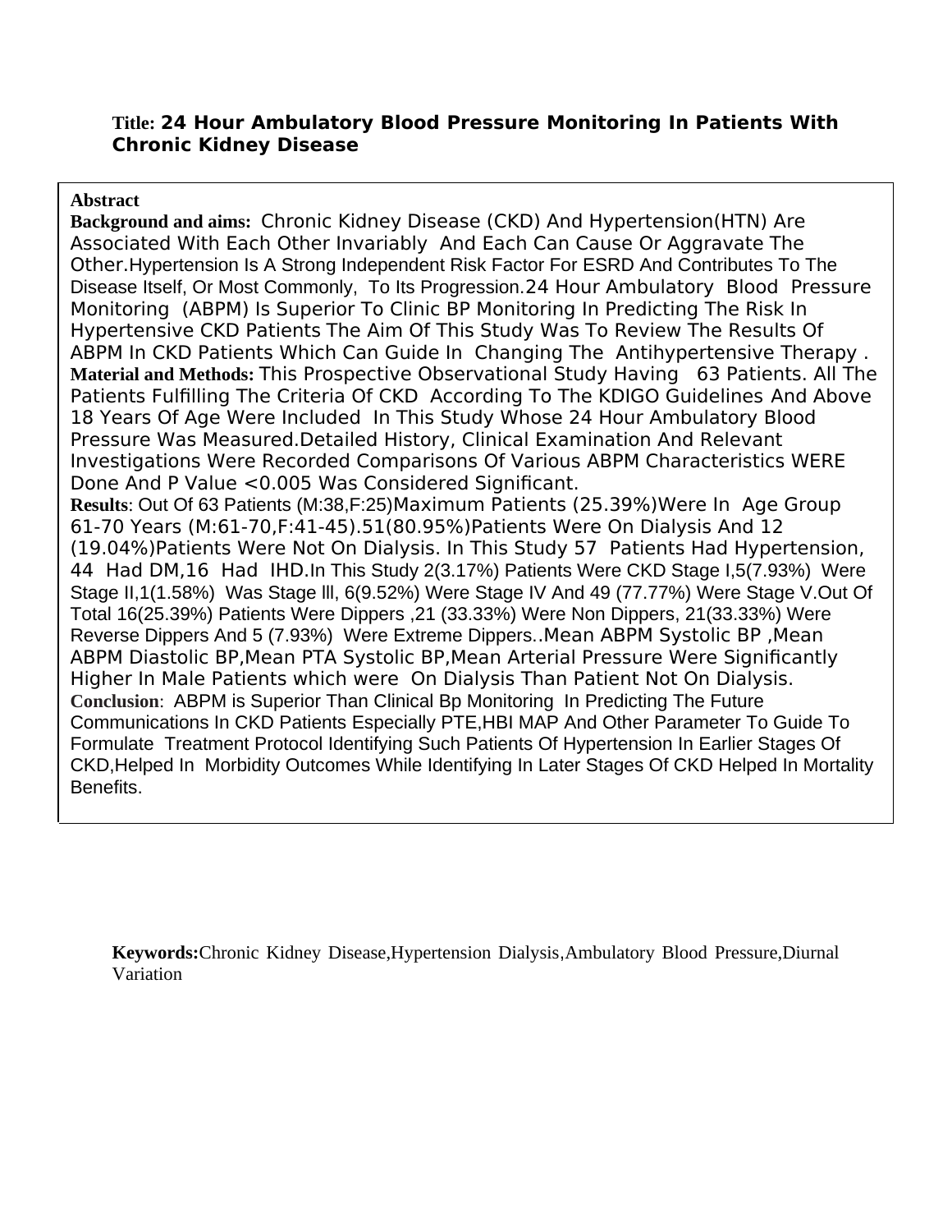**Title:** **24 Hour Ambulatory Blood Pressure Monitoring In Patients With Chronic Kidney Disease**

**Abstract**

**Background and aims:** Chronic Kidney Disease (CKD) And Hypertension(HTN) Are Associated With Each Other Invariably And Each Can Cause Or Aggravate The Other.Hypertension Is A Strong Independent Risk Factor For ESRD And Contributes To The Disease Itself, Or Most Commonly, To Its Progression.24 Hour Ambulatory Blood Pressure Monitoring (ABPM) Is Superior To Clinic BP Monitoring In Predicting The Risk In Hypertensive CKD Patients The Aim Of This Study Was To Review The Results Of ABPM In CKD Patients Which Can Guide In Changing The Antihypertensive Therapy .

**Material and Methods:** This Prospective Observational Study Having 63 Patients. All The Patients Fulfilling The Criteria Of CKD According To The KDIGO Guidelines And Above 18 Years Of Age Were Included In This Study Whose 24 Hour Ambulatory Blood Pressure Was Measured.Detailed History, Clinical Examination And Relevant Investigations Were Recorded Comparisons Of Various ABPM Characteristics WERE Done And P Value <0.005 Was Considered Significant.

**Results**: Out Of 63 Patients (M:38,F:25)Maximum Patients (25.39%)Were In Age Group 61-70 Years (M:61-70,F:41-45).51(80.95%)Patients Were On Dialysis And 12 (19.04%)Patients Were Not On Dialysis. In This Study 57 Patients Had Hypertension, 44 Had DM,16 Had IHD.In This Study 2(3.17%) Patients Were CKD Stage I,5(7.93%) Were Stage II,1(1.58%) Was Stage lll, 6(9.52%) Were Stage IV And 49 (77.77%) Were Stage V.Out Of Total 16(25.39%) Patients Were Dippers ,21 (33.33%) Were Non Dippers, 21(33.33%) Were Reverse Dippers And 5 (7.93%) Were Extreme Dippers..Mean ABPM Systolic BP ,Mean ABPM Diastolic BP,Mean PTA Systolic BP,Mean Arterial Pressure Were Significantly Higher In Male Patients which were On Dialysis Than Patient Not On Dialysis.

**Conclusion**: ABPM is Superior Than Clinical Bp Monitoring In Predicting The Future Communications In CKD Patients Especially PTE,HBI MAP And Other Parameter To Guide To Formulate Treatment Protocol Identifying Such Patients Of Hypertension In Earlier Stages Of CKD,Helped In Morbidity Outcomes While Identifying In Later Stages Of CKD Helped In Mortality Benefits.

**Keywords:**Chronic Kidney Disease,Hypertension Dialysis,Ambulatory Blood Pressure,Diurnal Variation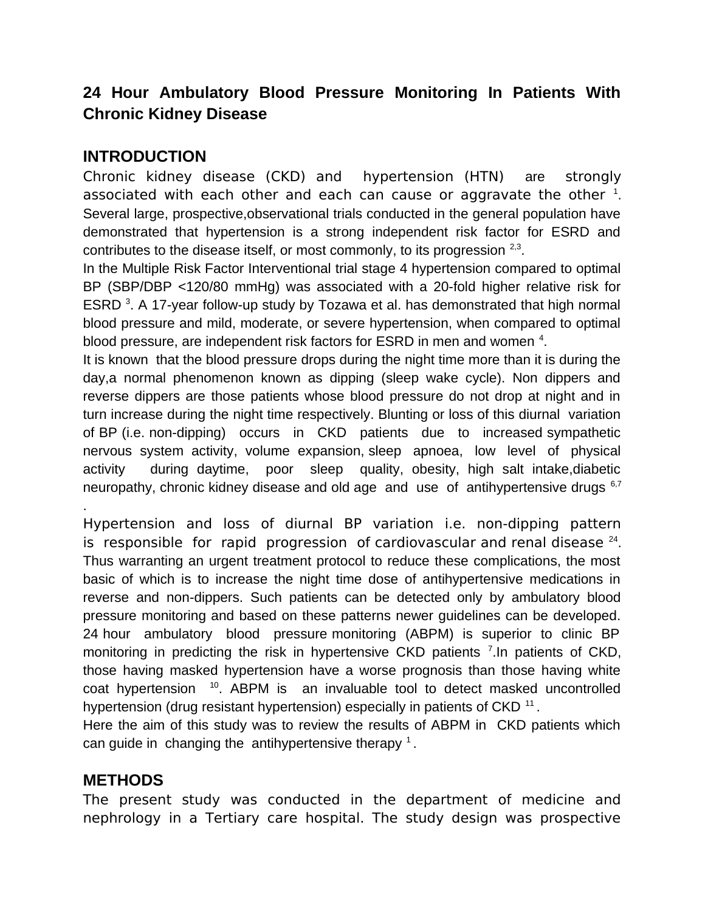# 24 Hour Ambulatory Blood Pressure Monitoring In Patients With Chronic Kidney Disease

## INTRODUCTION

Chronic kidney disease (CKD) and hypertension (HTN) are strongly associated with each other and each can cause or aggravate the other [1]. Several large, prospective,observational trials conducted in the general population have demonstrated that hypertension is a strong independent risk factor for ESRD and contributes to the disease itself, or most commonly, to its progression [2,3].

In the Multiple Risk Factor Interventional trial stage 4 hypertension compared to optimal BP (SBP/DBP <120/80 mmHg) was associated with a 20-fold higher relative risk for ESRD [3]. A 17-year follow-up study by Tozawa et al. has demonstrated that high normal blood pressure and mild, moderate, or severe hypertension, when compared to optimal blood pressure, are independent risk factors for ESRD in men and women [4].

It is known that the blood pressure drops during the night time more than it is during the day,a normal phenomenon known as dipping (sleep wake cycle). Non dippers and reverse dippers are those patients whose blood pressure do not drop at night and in turn increase during the night time respectively. Blunting or loss of this diurnal variation of BP (i.e. non-dipping) occurs in CKD patients due to increased sympathetic nervous system activity, volume expansion, sleep apnoea, low level of physical activity during daytime, poor sleep quality, obesity, high salt intake,diabetic neuropathy, chronic kidney disease and old age and use of antihypertensive drugs [6,7].

Hypertension and loss of diurnal BP variation i.e. non-dipping pattern is responsible for rapid progression of cardiovascular and renal disease [24]. Thus warranting an urgent treatment protocol to reduce these complications, the most basic of which is to increase the night time dose of antihypertensive medications in reverse and non-dippers. Such patients can be detected only by ambulatory blood pressure monitoring and based on these patterns newer guidelines can be developed. 24 hour ambulatory blood pressure monitoring (ABPM) is superior to clinic BP monitoring in predicting the risk in hypertensive CKD patients [7].In patients of CKD, those having masked hypertension have a worse prognosis than those having white coat hypertension [10]. ABPM is an invaluable tool to detect masked uncontrolled hypertension (drug resistant hypertension) especially in patients of CKD [11].

Here the aim of this study was to review the results of ABPM in CKD patients which can guide in changing the antihypertensive therapy [1].

## METHODS

The present study was conducted in the department of medicine and nephrology in a Tertiary care hospital. The study design was prospective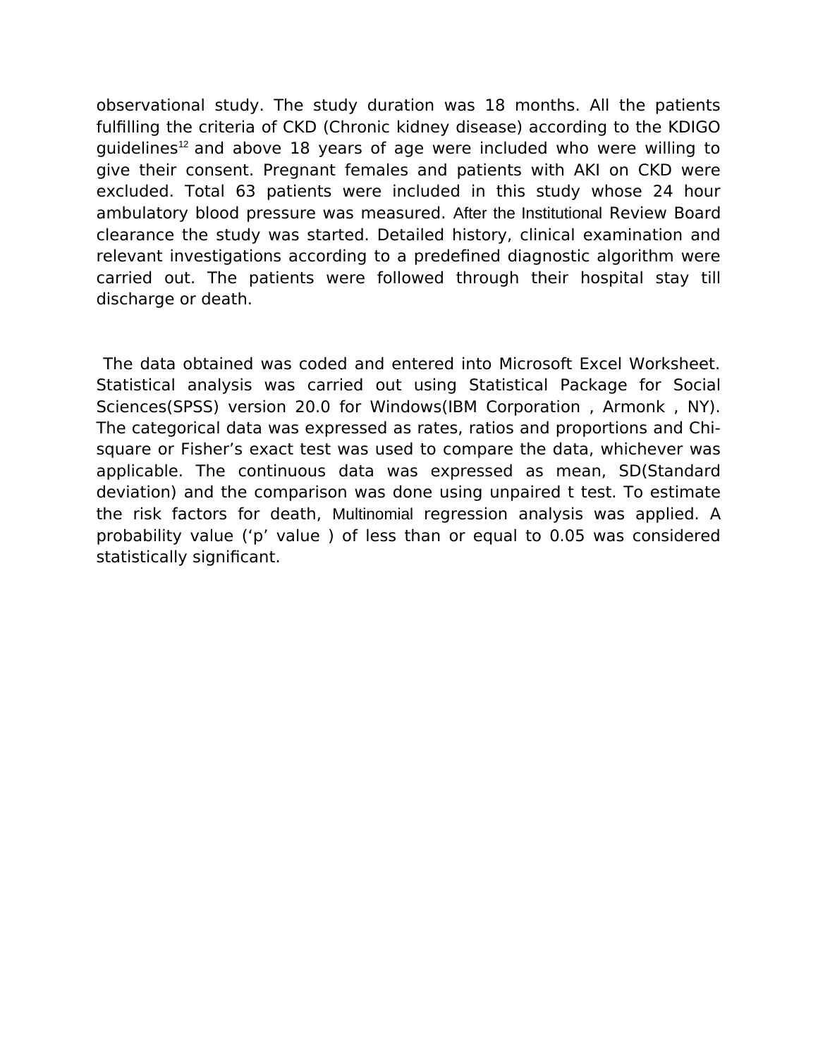observational study. The study duration was 18 months. All the patients fulfilling the criteria of CKD (Chronic kidney disease) according to the KDIGO guidelines[12] and above 18 years of age were included who were willing to give their consent. Pregnant females and patients with AKI on CKD were excluded. Total 63 patients were included in this study whose 24 hour ambulatory blood pressure was measured. After the Institutional Review Board clearance the study was started. Detailed history, clinical examination and relevant investigations according to a predefined diagnostic algorithm were carried out. The patients were followed through their hospital stay till discharge or death.

The data obtained was coded and entered into Microsoft Excel Worksheet. Statistical analysis was carried out using Statistical Package for Social Sciences(SPSS) version 20.0 for Windows(IBM Corporation , Armonk , NY). The categorical data was expressed as rates, ratios and proportions and Chi-square or Fisher's exact test was used to compare the data, whichever was applicable. The continuous data was expressed as mean, SD(Standard deviation) and the comparison was done using unpaired t test. To estimate the risk factors for death, Multinomial regression analysis was applied. A probability value ('p' value ) of less than or equal to 0.05 was considered statistically significant.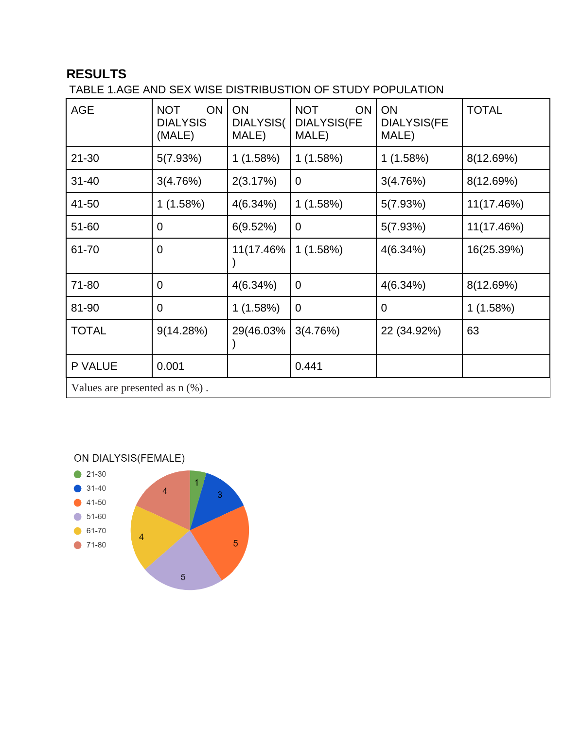## RESULTS

TABLE 1.AGE AND SEX WISE DISTRIBUSTION OF STUDY POPULATION

| AGE | NOT ON DIALYSIS (MALE) | ON DIALYSIS(MALE) | NOT ON DIALYSIS(FEMALE) | ON DIALYSIS(FEMALE) | TOTAL |
|---|---|---|---|---|---|
| 21-30 | 5(7.93%) | 1 (1.58%) | 1 (1.58%) | 1 (1.58%) | 8(12.69%) |
| 31-40 | 3(4.76%) | 2(3.17%) | 0 | 3(4.76%) | 8(12.69%) |
| 41-50 | 1 (1.58%) | 4(6.34%) | 1 (1.58%) | 5(7.93%) | 11(17.46%) |
| 51-60 | 0 | 6(9.52%) | 0 | 5(7.93%) | 11(17.46%) |
| 61-70 | 0 | 11(17.46%) | 1 (1.58%) | 4(6.34%) | 16(25.39%) |
| 71-80 | 0 | 4(6.34%) | 0 | 4(6.34%) | 8(12.69%) |
| 81-90 | 0 | 1 (1.58%) | 0 | 0 | 1 (1.58%) |
| TOTAL | 9(14.28%) | 29(46.03%) | 3(4.76%) | 22 (34.92%) | 63 |
| P VALUE | 0.001 | | 0.441 | | |

Values are presented as n (%) .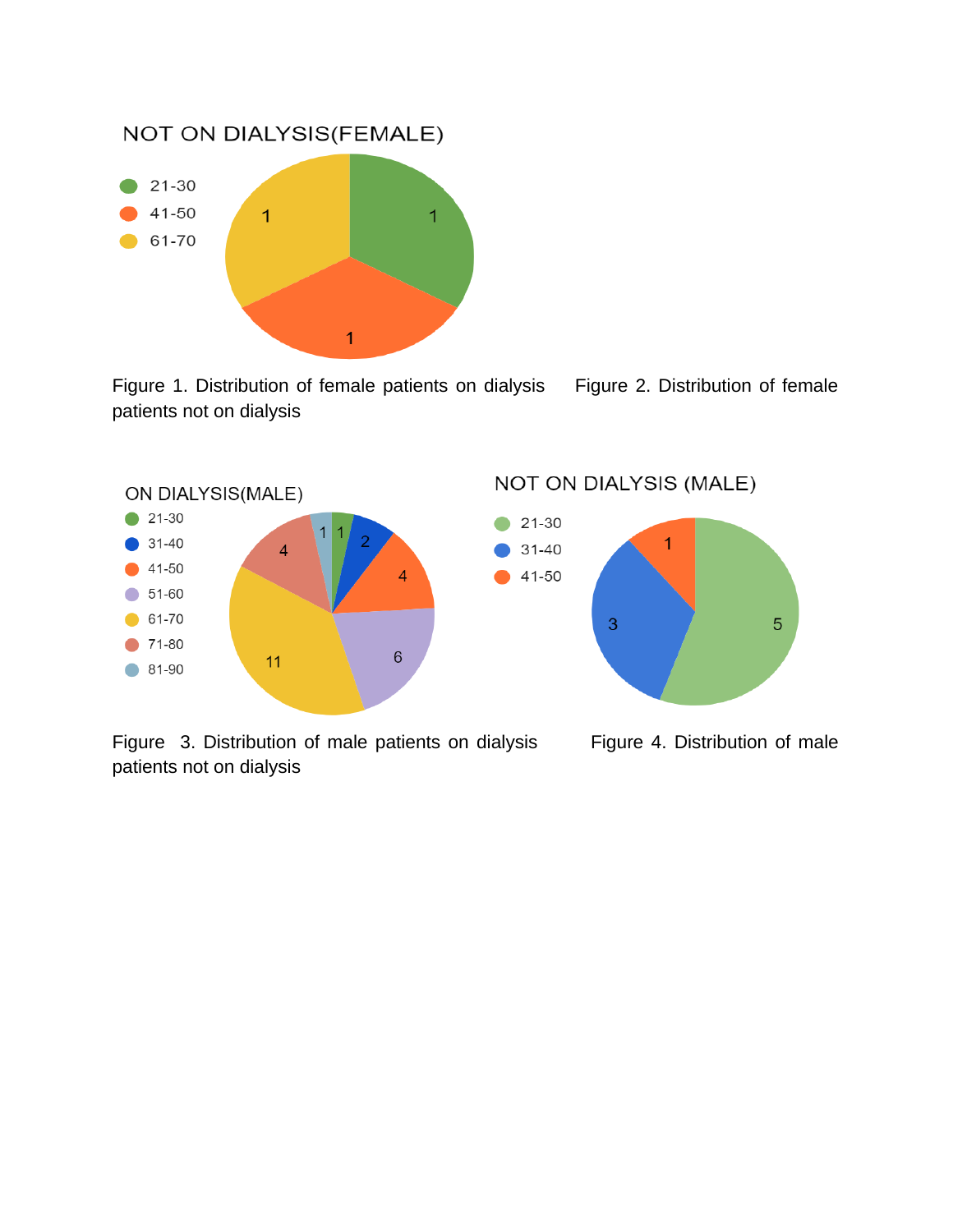NOT ON DIALYSIS(FEMALE)

- 21-30: 1
- 41-50: 1
- 61-70: 1

Figure 1. Distribution of female patients on dialysis Figure 2. Distribution of female patients not on dialysis

ON DIALYSIS(MALE)

- 21-30: 1
- 31-40: 2
- 41-50: 4
- 51-60: 6
- 61-70: 11
- 71-80: 4
- 81-90: 1

NOT ON DIALYSIS (MALE)

- 21-30: 5
- 31-40: 3
- 41-50: 1

Figure 3. Distribution of male patients on dialysis Figure 4. Distribution of male patients not on dialysis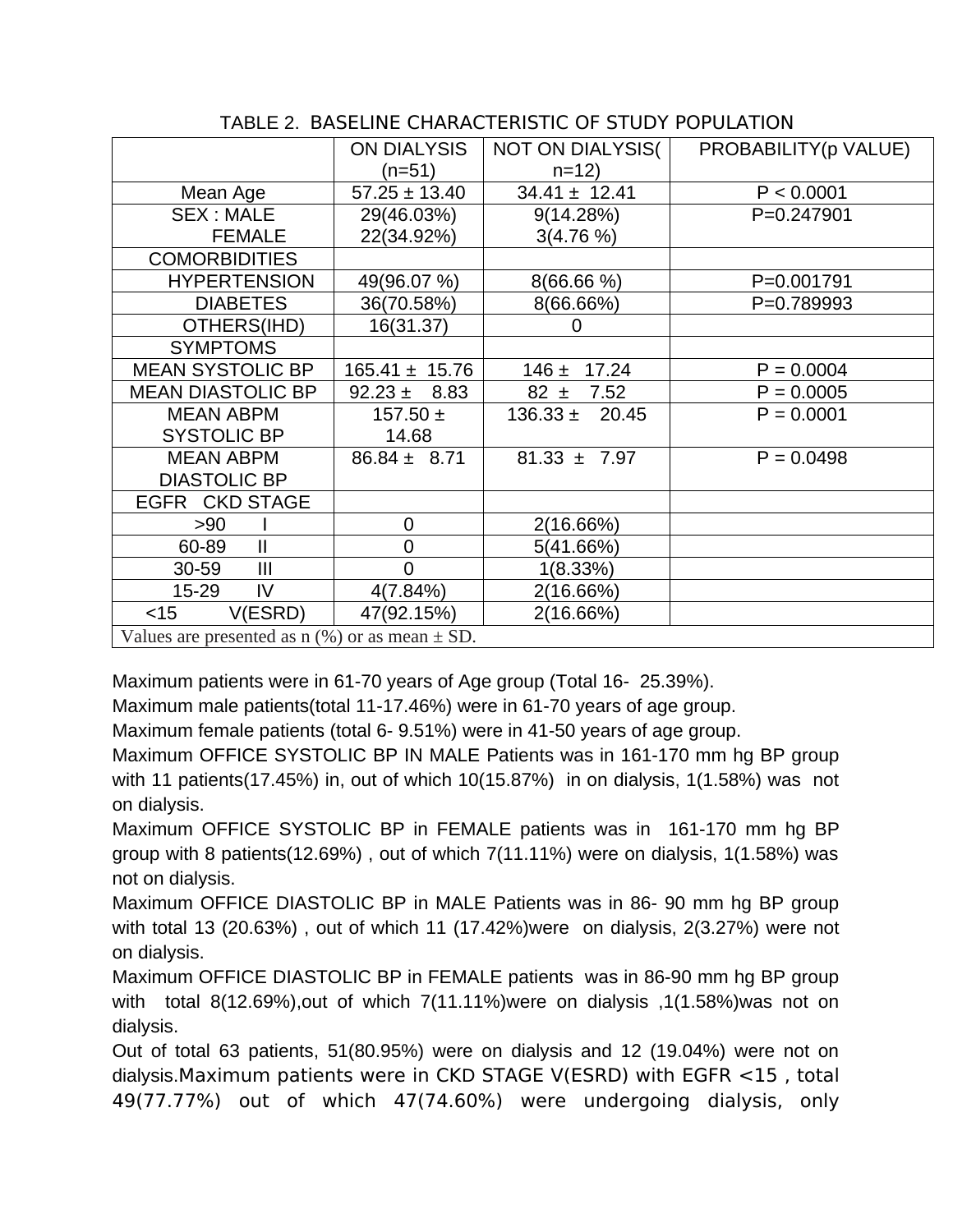TABLE 2. BASELINE CHARACTERISTIC OF STUDY POPULATION

| | ON DIALYSIS (n=51) | NOT ON DIALYSIS( n=12) | PROBABILITY(p VALUE) |
|---|---|---|---|
| Mean Age | 57.25 ± 13.40 | 34.41 ± 12.41 | P < 0.0001 |
| SEX : MALE<br>FEMALE | 29(46.03%)<br>22(34.92%) | 9(14.28%)<br>3(4.76 %) | P=0.247901 |
| COMORBIDITIES | | | |
| HYPERTENSION | 49(96.07 %) | 8(66.66 %) | P=0.001791 |
| DIABETES | 36(70.58%) | 8(66.66%) | P=0.789993 |
| OTHERS(IHD) | 16(31.37) | 0 | |
| SYMPTOMS | | | |
| MEAN SYSTOLIC BP | 165.41 ± 15.76 | 146 ± 17.24 | P = 0.0004 |
| MEAN DIASTOLIC BP | 92.23 ± 8.83 | 82 ± 7.52 | P = 0.0005 |
| MEAN ABPM SYSTOLIC BP | 157.50 ± 14.68 | 136.33 ± 20.45 | P = 0.0001 |
| MEAN ABPM DIASTOLIC BP | 86.84 ± 8.71 | 81.33 ± 7.97 | P = 0.0498 |
| EGFR CKD STAGE | | | |
| >90 I | 0 | 2(16.66%) | |
| 60-89 II | 0 | 5(41.66%) | |
| 30-59 III | 0 | 1(8.33%) | |
| 15-29 IV | 4(7.84%) | 2(16.66%) | |
| <15 V(ESRD) | 47(92.15%) | 2(16.66%) | |

Values are presented as n (%) or as mean ± SD.

Maximum patients were in 61-70 years of Age group (Total 16- 25.39%).
Maximum male patients(total 11-17.46%) were in 61-70 years of age group.
Maximum female patients (total 6- 9.51%) were in 41-50 years of age group.
Maximum OFFICE SYSTOLIC BP IN MALE Patients was in 161-170 mm hg BP group with 11 patients(17.45%) in, out of which 10(15.87%) in on dialysis, 1(1.58%) was not on dialysis.
Maximum OFFICE SYSTOLIC BP in FEMALE patients was in 161-170 mm hg BP group with 8 patients(12.69%) , out of which 7(11.11%) were on dialysis, 1(1.58%) was not on dialysis.
Maximum OFFICE DIASTOLIC BP in MALE Patients was in 86- 90 mm hg BP group with total 13 (20.63%) , out of which 11 (17.42%)were on dialysis, 2(3.27%) were not on dialysis.
Maximum OFFICE DIASTOLIC BP in FEMALE patients was in 86-90 mm hg BP group with total 8(12.69%),out of which 7(11.11%)were on dialysis ,1(1.58%)was not on dialysis.
Out of total 63 patients, 51(80.95%) were on dialysis and 12 (19.04%) were not on dialysis.Maximum patients were in CKD STAGE V(ESRD) with EGFR <15 , total 49(77.77%) out of which 47(74.60%) were undergoing dialysis, only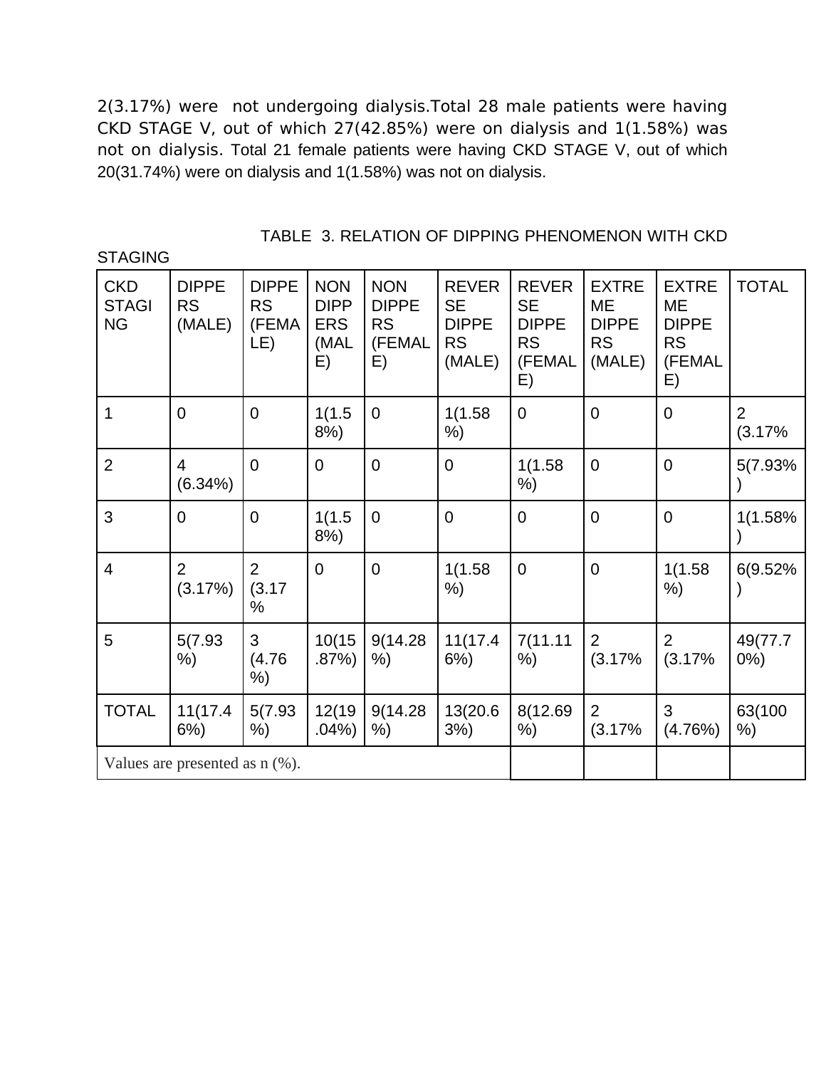2(3.17%) were not undergoing dialysis.Total 28 male patients were having CKD STAGE V, out of which 27(42.85%) were on dialysis and 1(1.58%) was not on dialysis. Total 21 female patients were having CKD STAGE V, out of which 20(31.74%) were on dialysis and 1(1.58%) was not on dialysis.

TABLE 3. RELATION OF DIPPING PHENOMENON WITH CKD STAGING

| CKD STAGING | DIPPERS (MALE) | DIPPERS (FEMALE) | NON DIPPERS (MALE) | NON DIPPERS (FEMALE) | REVERSE DIPPERS (MALE) | REVERSE DIPPERS (FEMALE) | EXTREME DIPPERS (MALE) | EXTREME DIPPERS (FEMALE) | TOTAL |
|---|---|---|---|---|---|---|---|---|---|
| 1 | 0 | 0 | 1(1.58%) | 0 | 1(1.58%) | 0 | 0 | 0 | 2 (3.17% |
| 2 | 4 (6.34%) | 0 | 0 | 0 | 0 | 1(1.58%) | 0 | 0 | 5(7.93%) |
| 3 | 0 | 0 | 1(1.58%) | 0 | 0 | 0 | 0 | 0 | 1(1.58%) |
| 4 | 2 (3.17%) | 2 (3.17% | 0 | 0 | 1(1.58%) | 0 | 0 | 1(1.58%) | 6(9.52%) |
| 5 | 5(7.93%) | 3 (4.76%) | 10(15.87%) | 9(14.28%) | 11(17.46%) | 7(11.11%) | 2 (3.17% | 2 (3.17% | 49(77.70%) |
| TOTAL | 11(17.46%) | 5(7.93%) | 12(19.04%) | 9(14.28%) | 13(20.63%) | 8(12.69%) | 2 (3.17% | 3 (4.76%) | 63(100%) |

Values are presented as n (%).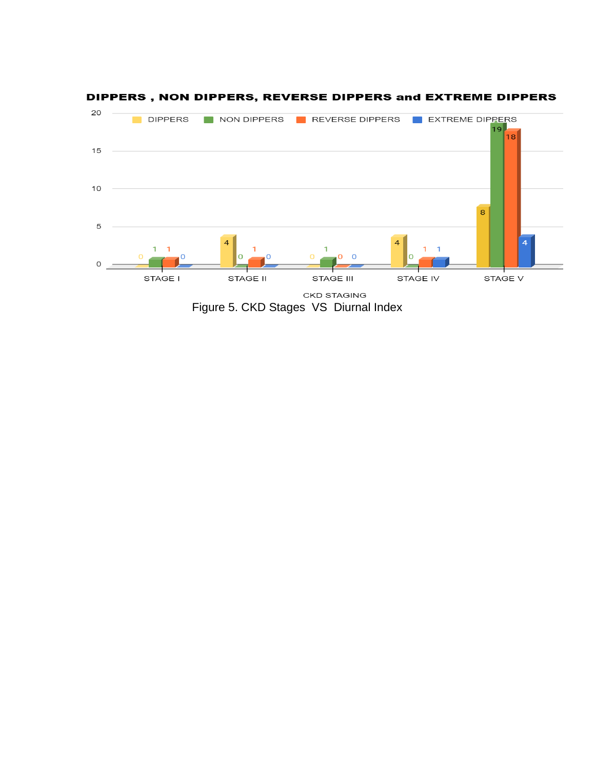**DIPPERS , NON DIPPERS, REVERSE DIPPERS and EXTREME DIPPERS**

| CKD STAGING | DIPPERS | NON DIPPERS | REVERSE DIPPERS | EXTREME DIPPERS |
|---|---|---|---|---|
| STAGE I | 0 | 1 | 1 | 0 |
| STAGE II | 4 | 0 | 1 | 0 |
| STAGE III | 0 | 1 | 0 | 0 |
| STAGE IV | 4 | 0 | 1 | 1 |
| STAGE V | 8 | 19 | 18 | 4 |

Figure 5. CKD Stages VS Diurnal Index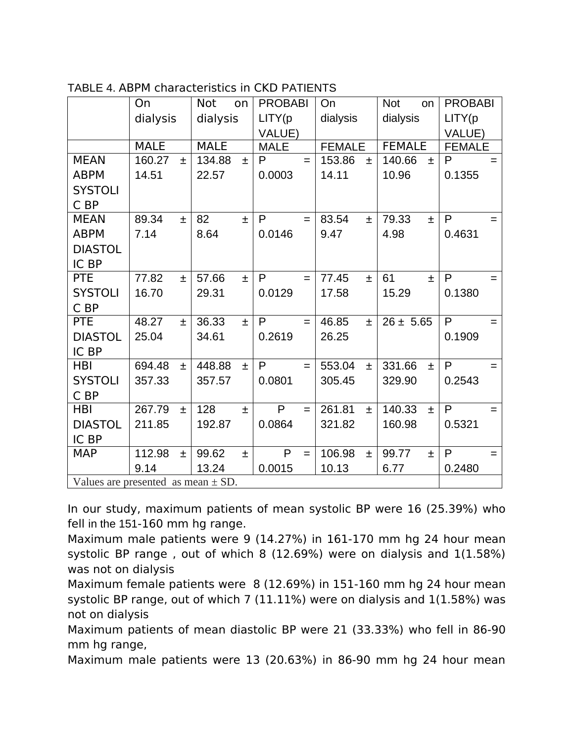TABLE 4. ABPM characteristics in CKD PATIENTS

| | On dialysis | Not on dialysis | PROBABILITY(p VALUE) | On dialysis | Not on dialysis | PROBABILITY(p VALUE) |
|---|---|---|---|---|---|---|
| | MALE | MALE | MALE | FEMALE | FEMALE | FEMALE |
| MEAN ABPM SYSTOLIC BP | 160.27 ± 14.51 | 134.88 ± 22.57 | P = 0.0003 | 153.86 ± 14.11 | 140.66 ± 10.96 | P = 0.1355 |
| MEAN ABPM DIASTOLIC BP | 89.34 ± 7.14 | 82 ± 8.64 | P = 0.0146 | 83.54 ± 9.47 | 79.33 ± 4.98 | P = 0.4631 |
| PTE SYSTOLIC BP | 77.82 ± 16.70 | 57.66 ± 29.31 | P = 0.0129 | 77.45 ± 17.58 | 61 ± 15.29 | P = 0.1380 |
| PTE DIASTOLIC BP | 48.27 ± 25.04 | 36.33 ± 34.61 | P = 0.2619 | 46.85 ± 26.25 | 26 ± 5.65 | P = 0.1909 |
| HBI SYSTOLIC BP | 694.48 ± 357.33 | 448.88 ± 357.57 | P = 0.0801 | 553.04 ± 305.45 | 331.66 ± 329.90 | P = 0.2543 |
| HBI DIASTOLIC BP | 267.79 ± 211.85 | 128 ± 192.87 | P = 0.0864 | 261.81 ± 321.82 | 140.33 ± 160.98 | P = 0.5321 |
| MAP | 112.98 ± 9.14 | 99.62 ± 13.24 | P = 0.0015 | 106.98 ± 10.13 | 99.77 ± 6.77 | P = 0.2480 |

Values are presented as mean ± SD.

In our study, maximum patients of mean systolic BP were 16 (25.39%) who fell in the 151-160 mm hg range.

Maximum male patients were 9 (14.27%) in 161-170 mm hg 24 hour mean systolic BP range , out of which 8 (12.69%) were on dialysis and 1(1.58%) was not on dialysis

Maximum female patients were 8 (12.69%) in 151-160 mm hg 24 hour mean systolic BP range, out of which 7 (11.11%) were on dialysis and 1(1.58%) was not on dialysis

Maximum patients of mean diastolic BP were 21 (33.33%) who fell in 86-90 mm hg range,

Maximum male patients were 13 (20.63%) in 86-90 mm hg 24 hour mean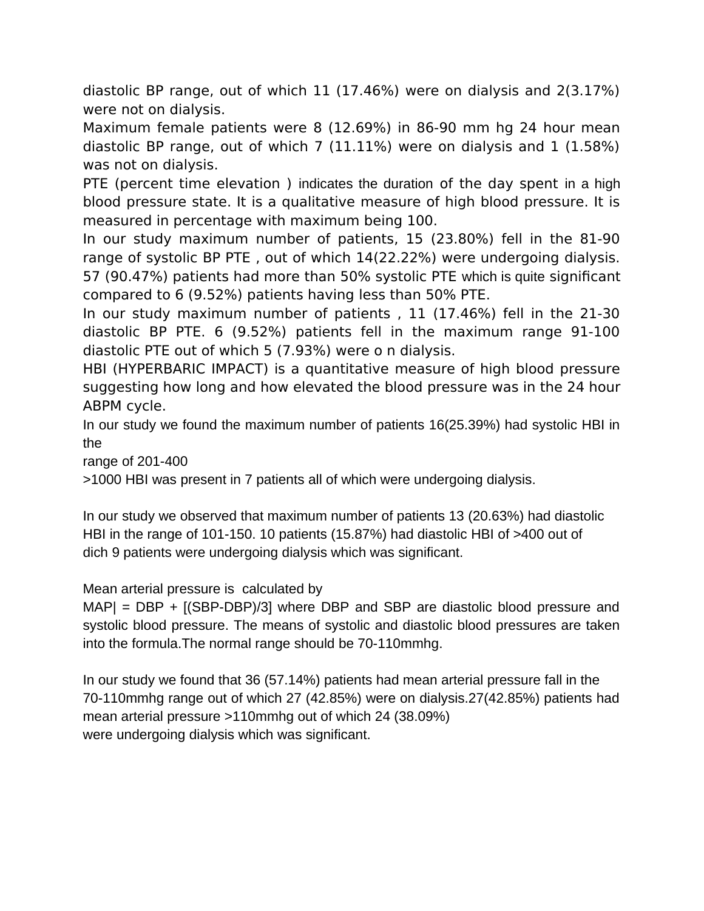diastolic BP range, out of which 11 (17.46%) were on dialysis and 2(3.17%) were not on dialysis.

Maximum female patients were 8 (12.69%) in 86-90 mm hg 24 hour mean diastolic BP range, out of which 7 (11.11%) were on dialysis and 1 (1.58%) was not on dialysis.

PTE (percent time elevation ) indicates the duration of the day spent in a high blood pressure state. It is a qualitative measure of high blood pressure. It is measured in percentage with maximum being 100.

In our study maximum number of patients, 15 (23.80%) fell in the 81-90 range of systolic BP PTE , out of which 14(22.22%) were undergoing dialysis. 57 (90.47%) patients had more than 50% systolic PTE which is quite significant compared to 6 (9.52%) patients having less than 50% PTE.

In our study maximum number of patients , 11 (17.46%) fell in the 21-30 diastolic BP PTE. 6 (9.52%) patients fell in the maximum range 91-100 diastolic PTE out of which 5 (7.93%) were o n dialysis.

HBI (HYPERBARIC IMPACT) is a quantitative measure of high blood pressure suggesting how long and how elevated the blood pressure was in the 24 hour ABPM cycle.

In our study we found the maximum number of patients 16(25.39%) had systolic HBI in the
range of 201-400
>1000 HBI was present in 7 patients all of which were undergoing dialysis.

In our study we observed that maximum number of patients 13 (20.63%) had diastolic HBI in the range of 101-150. 10 patients (15.87%) had diastolic HBI of >400 out of dich 9 patients were undergoing dialysis which was significant.

Mean arterial pressure is calculated by
MAP| = DBP + [(SBP-DBP)/3] where DBP and SBP are diastolic blood pressure and systolic blood pressure. The means of systolic and diastolic blood pressures are taken into the formula.The normal range should be 70-110mmhg.

In our study we found that 36 (57.14%) patients had mean arterial pressure fall in the 70-110mmhg range out of which 27 (42.85%) were on dialysis.27(42.85%) patients had mean arterial pressure >110mmhg out of which 24 (38.09%)
were undergoing dialysis which was significant.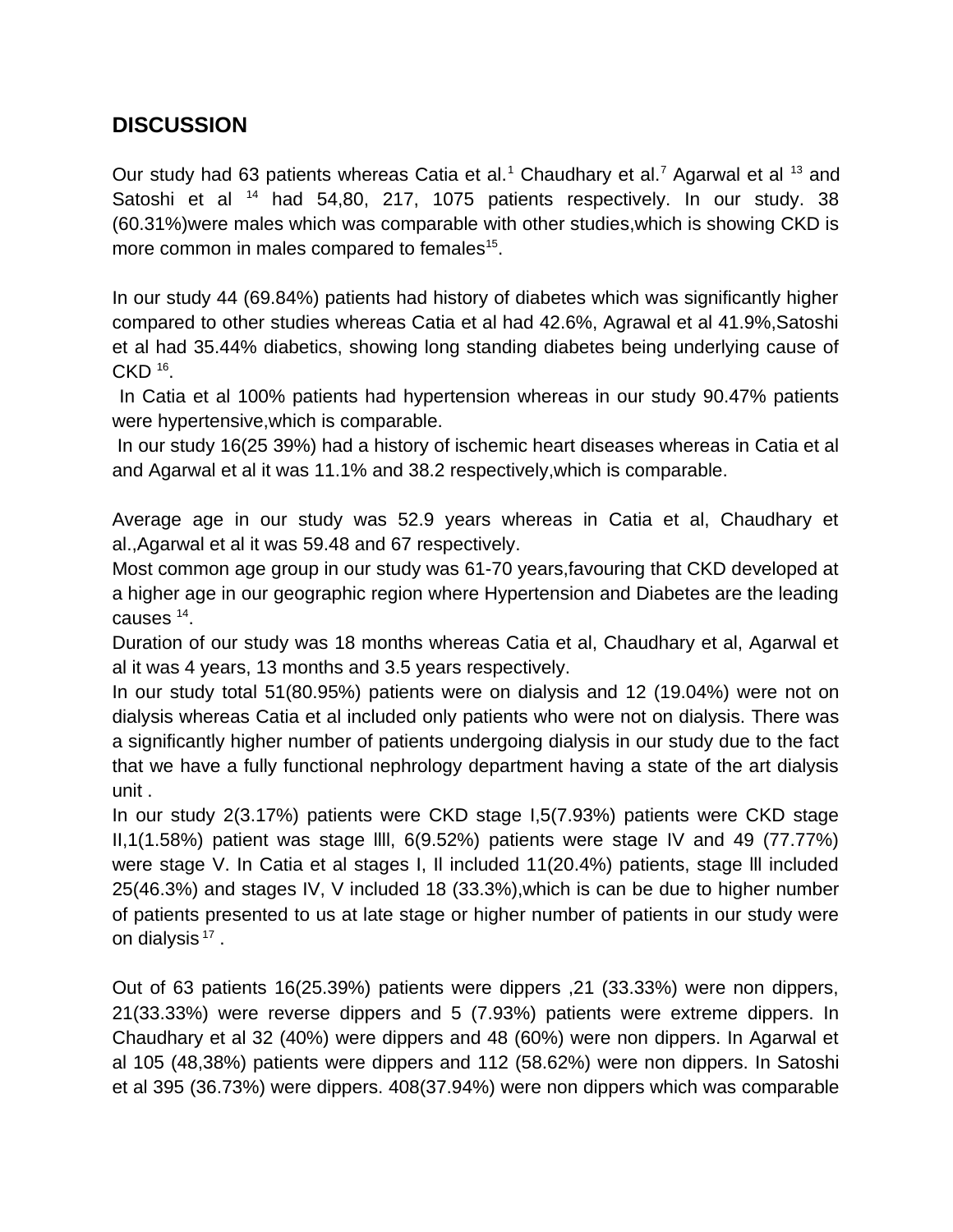## DISCUSSION

Our study had 63 patients whereas Catia et al.[1] Chaudhary et al.[7] Agarwal et al [13] and Satoshi et al [14] had 54,80, 217, 1075 patients respectively. In our study. 38 (60.31%)were males which was comparable with other studies,which is showing CKD is more common in males compared to females[15].

In our study 44 (69.84%) patients had history of diabetes which was significantly higher compared to other studies whereas Catia et al had 42.6%, Agrawal et al 41.9%,Satoshi et al had 35.44% diabetics, showing long standing diabetes being underlying cause of CKD [16].

In Catia et al 100% patients had hypertension whereas in our study 90.47% patients were hypertensive,which is comparable.

In our study 16(25 39%) had a history of ischemic heart diseases whereas in Catia et al and Agarwal et al it was 11.1% and 38.2 respectively,which is comparable.

Average age in our study was 52.9 years whereas in Catia et al, Chaudhary et al.,Agarwal et al it was 59.48 and 67 respectively.

Most common age group in our study was 61-70 years,favouring that CKD developed at a higher age in our geographic region where Hypertension and Diabetes are the leading causes [14].

Duration of our study was 18 months whereas Catia et al, Chaudhary et al, Agarwal et al it was 4 years, 13 months and 3.5 years respectively.

In our study total 51(80.95%) patients were on dialysis and 12 (19.04%) were not on dialysis whereas Catia et al included only patients who were not on dialysis. There was a significantly higher number of patients undergoing dialysis in our study due to the fact that we have a fully functional nephrology department having a state of the art dialysis unit .

In our study 2(3.17%) patients were CKD stage I,5(7.93%) patients were CKD stage II,1(1.58%) patient was stage llll, 6(9.52%) patients were stage IV and 49 (77.77%) were stage V. In Catia et al stages I, Il included 11(20.4%) patients, stage lll included 25(46.3%) and stages IV, V included 18 (33.3%),which is can be due to higher number of patients presented to us at late stage or higher number of patients in our study were on dialysis [17] .

Out of 63 patients 16(25.39%) patients were dippers ,21 (33.33%) were non dippers, 21(33.33%) were reverse dippers and 5 (7.93%) patients were extreme dippers. In Chaudhary et al 32 (40%) were dippers and 48 (60%) were non dippers. In Agarwal et al 105 (48,38%) patients were dippers and 112 (58.62%) were non dippers. In Satoshi et al 395 (36.73%) were dippers. 408(37.94%) were non dippers which was comparable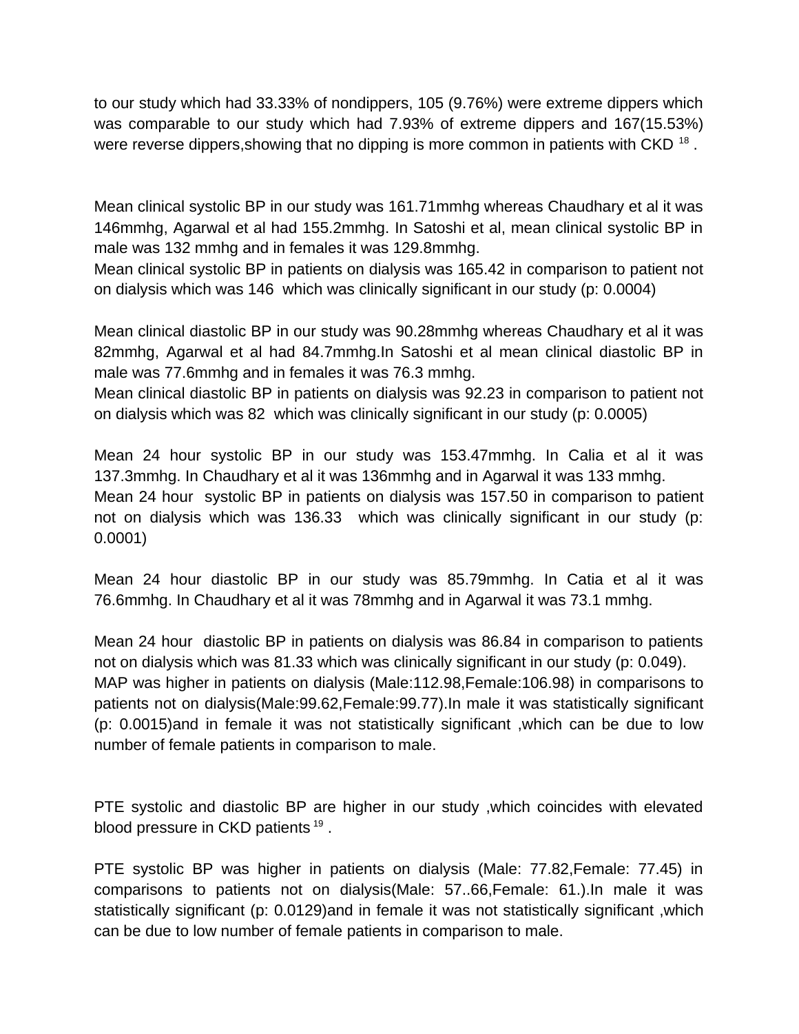to our study which had 33.33% of nondippers, 105 (9.76%) were extreme dippers which was comparable to our study which had 7.93% of extreme dippers and 167(15.53%) were reverse dippers,showing that no dipping is more common in patients with CKD [18] .

Mean clinical systolic BP in our study was 161.71mmhg whereas Chaudhary et al it was 146mmhg, Agarwal et al had 155.2mmhg. In Satoshi et al, mean clinical systolic BP in male was 132 mmhg and in females it was 129.8mmhg.
Mean clinical systolic BP in patients on dialysis was 165.42 in comparison to patient not on dialysis which was 146 which was clinically significant in our study (p: 0.0004)

Mean clinical diastolic BP in our study was 90.28mmhg whereas Chaudhary et al it was 82mmhg, Agarwal et al had 84.7mmhg.In Satoshi et al mean clinical diastolic BP in male was 77.6mmhg and in females it was 76.3 mmhg.
Mean clinical diastolic BP in patients on dialysis was 92.23 in comparison to patient not on dialysis which was 82 which was clinically significant in our study (p: 0.0005)

Mean 24 hour systolic BP in our study was 153.47mmhg. In Calia et al it was 137.3mmhg. In Chaudhary et al it was 136mmhg and in Agarwal it was 133 mmhg.
Mean 24 hour systolic BP in patients on dialysis was 157.50 in comparison to patient not on dialysis which was 136.33 which was clinically significant in our study (p: 0.0001)

Mean 24 hour diastolic BP in our study was 85.79mmhg. In Catia et al it was 76.6mmhg. In Chaudhary et al it was 78mmhg and in Agarwal it was 73.1 mmhg.

Mean 24 hour diastolic BP in patients on dialysis was 86.84 in comparison to patients not on dialysis which was 81.33 which was clinically significant in our study (p: 0.049).
MAP was higher in patients on dialysis (Male:112.98,Female:106.98) in comparisons to patients not on dialysis(Male:99.62,Female:99.77).In male it was statistically significant (p: 0.0015)and in female it was not statistically significant ,which can be due to low number of female patients in comparison to male.

PTE systolic and diastolic BP are higher in our study ,which coincides with elevated blood pressure in CKD patients [19] .

PTE systolic BP was higher in patients on dialysis (Male: 77.82,Female: 77.45) in comparisons to patients not on dialysis(Male: 57..66,Female: 61.).In male it was statistically significant (p: 0.0129)and in female it was not statistically significant ,which can be due to low number of female patients in comparison to male.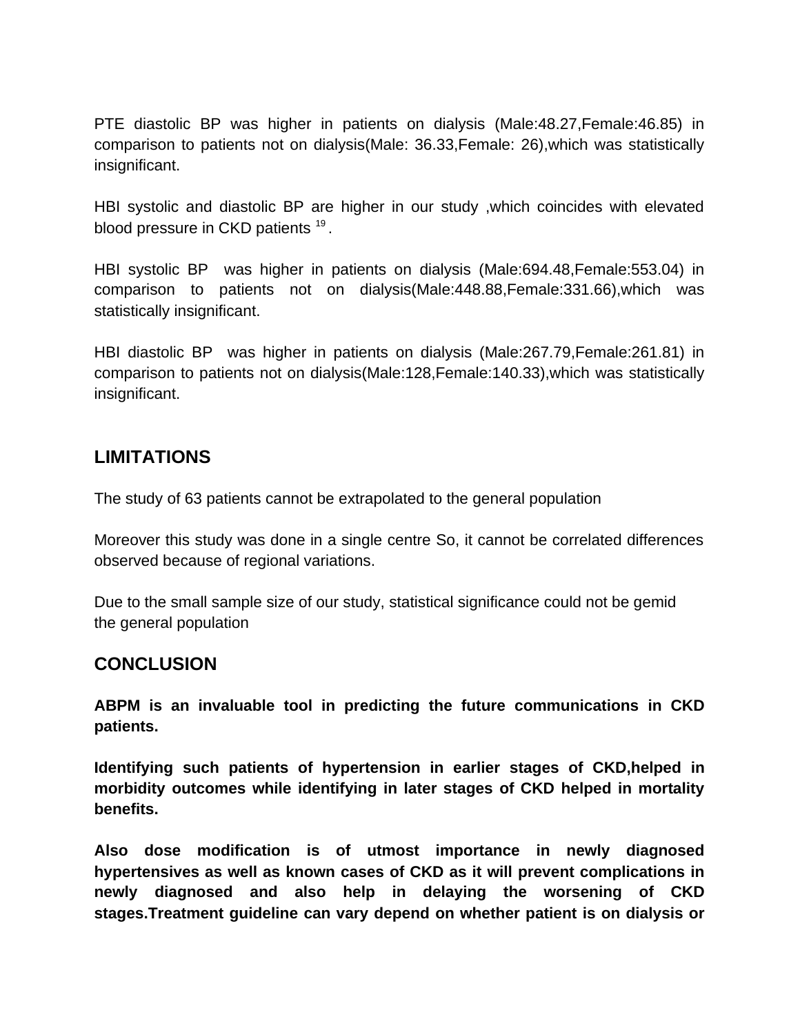PTE diastolic BP was higher in patients on dialysis (Male:48.27,Female:46.85) in comparison to patients not on dialysis(Male: 36.33,Female: 26),which was statistically insignificant.

HBI systolic and diastolic BP are higher in our study ,which coincides with elevated blood pressure in CKD patients [19] .

HBI systolic BP was higher in patients on dialysis (Male:694.48,Female:553.04) in comparison to patients not on dialysis(Male:448.88,Female:331.66),which was statistically insignificant.

HBI diastolic BP was higher in patients on dialysis (Male:267.79,Female:261.81) in comparison to patients not on dialysis(Male:128,Female:140.33),which was statistically insignificant.

## LIMITATIONS

The study of 63 patients cannot be extrapolated to the general population

Moreover this study was done in a single centre So, it cannot be correlated differences observed because of regional variations.

Due to the small sample size of our study, statistical significance could not be gemid the general population

## CONCLUSION

**ABPM is an invaluable tool in predicting the future communications in CKD patients.**

**Identifying such patients of hypertension in earlier stages of CKD,helped in morbidity outcomes while identifying in later stages of CKD helped in mortality benefits.**

**Also dose modification is of utmost importance in newly diagnosed hypertensives as well as known cases of CKD as it will prevent complications in newly diagnosed and also help in delaying the worsening of CKD stages.Treatment guideline can vary depend on whether patient is on dialysis or**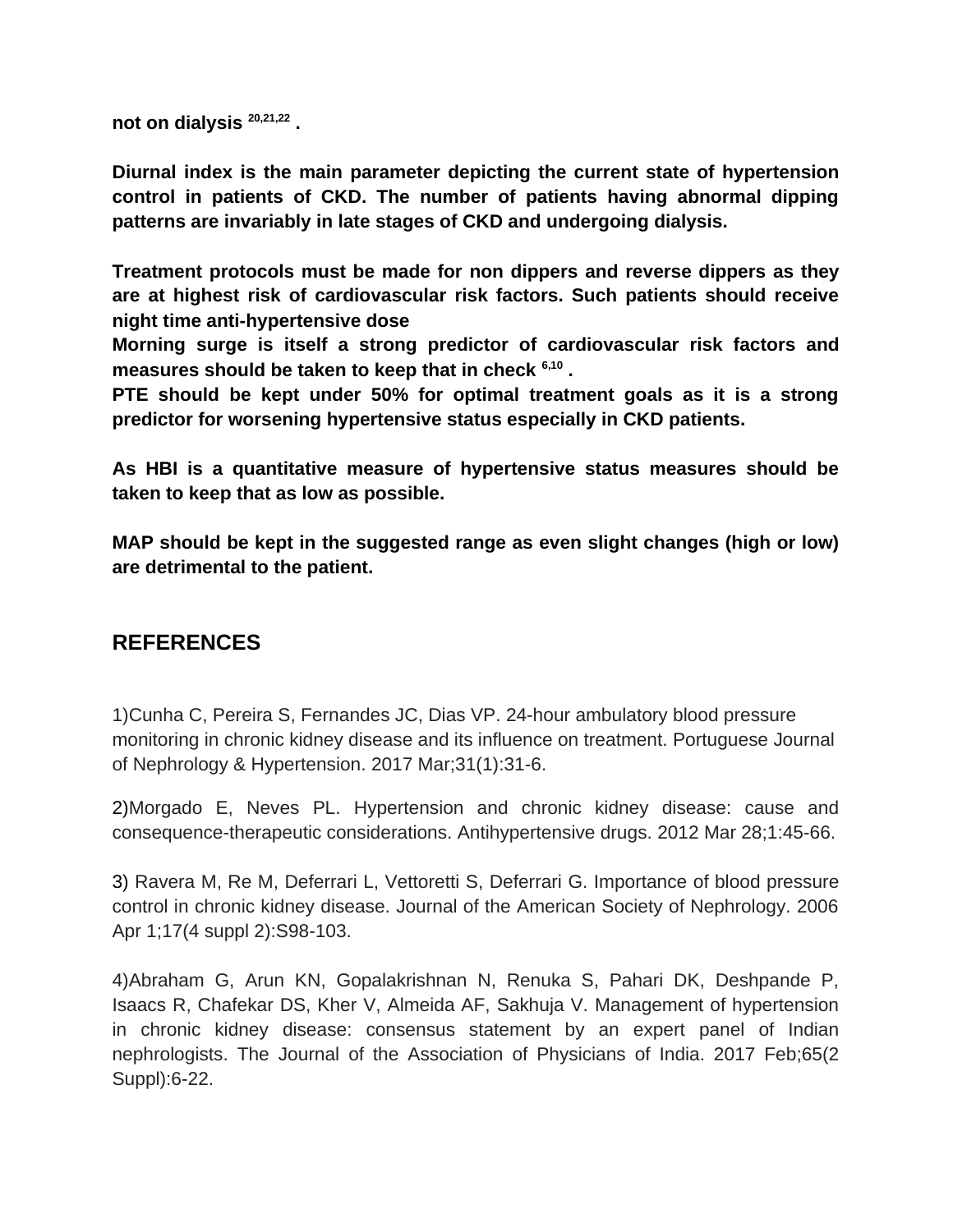**not on dialysis [20,21,22] .**

**Diurnal index is the main parameter depicting the current state of hypertension control in patients of CKD. The number of patients having abnormal dipping patterns are invariably in late stages of CKD and undergoing dialysis.**

**Treatment protocols must be made for non dippers and reverse dippers as they are at highest risk of cardiovascular risk factors. Such patients should receive night time anti-hypertensive dose**
**Morning surge is itself a strong predictor of cardiovascular risk factors and measures should be taken to keep that in check [6,10] .**
**PTE should be kept under 50% for optimal treatment goals as it is a strong predictor for worsening hypertensive status especially in CKD patients.**

**As HBI is a quantitative measure of hypertensive status measures should be taken to keep that as low as possible.**

**MAP should be kept in the suggested range as even slight changes (high or low) are detrimental to the patient.**

## REFERENCES

1)Cunha C, Pereira S, Fernandes JC, Dias VP. 24-hour ambulatory blood pressure monitoring in chronic kidney disease and its influence on treatment. Portuguese Journal of Nephrology & Hypertension. 2017 Mar;31(1):31-6.

2)Morgado E, Neves PL. Hypertension and chronic kidney disease: cause and consequence-therapeutic considerations. Antihypertensive drugs. 2012 Mar 28;1:45-66.

3) Ravera M, Re M, Deferrari L, Vettoretti S, Deferrari G. Importance of blood pressure control in chronic kidney disease. Journal of the American Society of Nephrology. 2006 Apr 1;17(4 suppl 2):S98-103.

4)Abraham G, Arun KN, Gopalakrishnan N, Renuka S, Pahari DK, Deshpande P, Isaacs R, Chafekar DS, Kher V, Almeida AF, Sakhuja V. Management of hypertension in chronic kidney disease: consensus statement by an expert panel of Indian nephrologists. The Journal of the Association of Physicians of India. 2017 Feb;65(2 Suppl):6-22.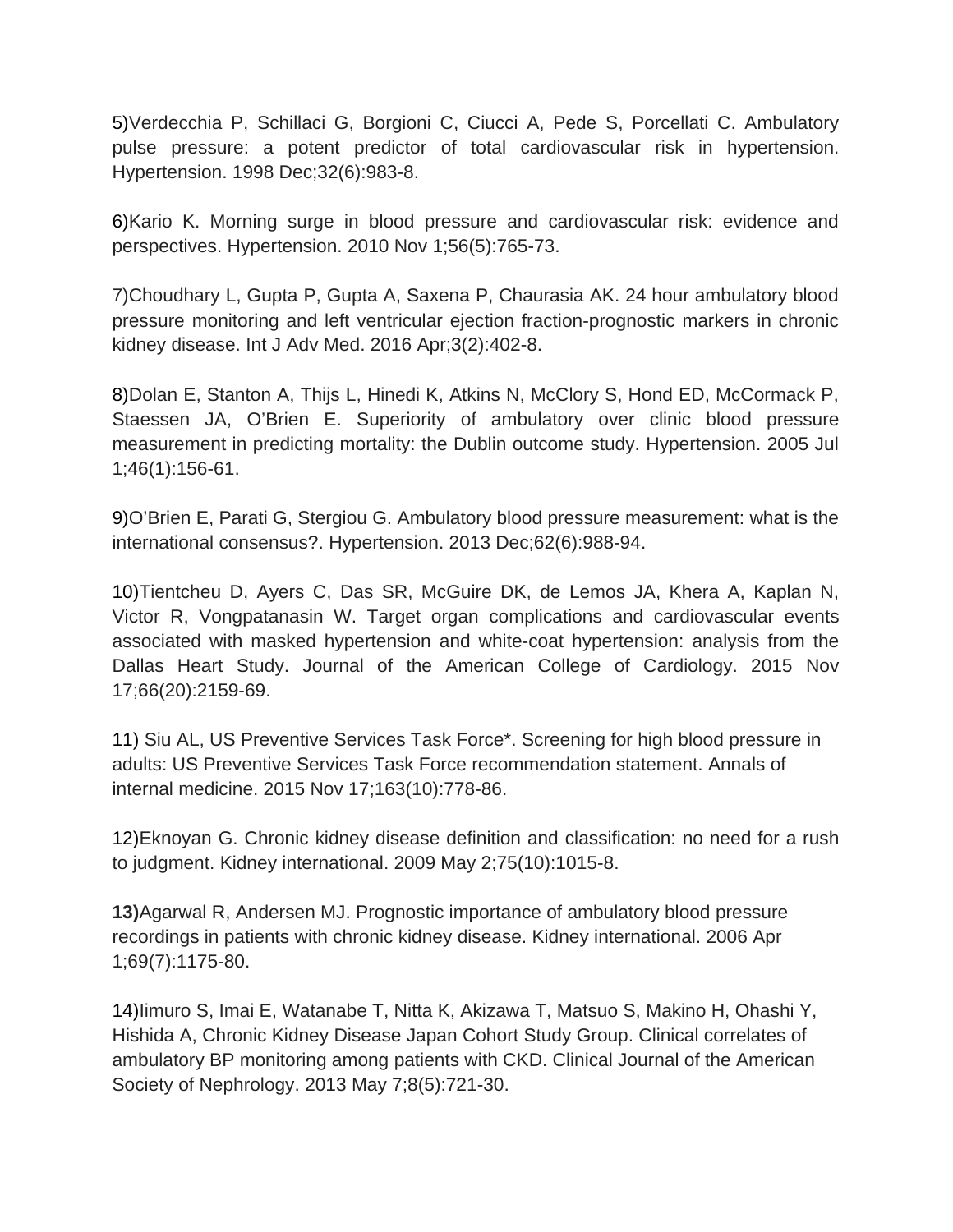5)Verdecchia P, Schillaci G, Borgioni C, Ciucci A, Pede S, Porcellati C. Ambulatory pulse pressure: a potent predictor of total cardiovascular risk in hypertension. Hypertension. 1998 Dec;32(6):983-8.

6)Kario K. Morning surge in blood pressure and cardiovascular risk: evidence and perspectives. Hypertension. 2010 Nov 1;56(5):765-73.

7)Choudhary L, Gupta P, Gupta A, Saxena P, Chaurasia AK. 24 hour ambulatory blood pressure monitoring and left ventricular ejection fraction-prognostic markers in chronic kidney disease. Int J Adv Med. 2016 Apr;3(2):402-8.

8)Dolan E, Stanton A, Thijs L, Hinedi K, Atkins N, McClory S, Hond ED, McCormack P, Staessen JA, O'Brien E. Superiority of ambulatory over clinic blood pressure measurement in predicting mortality: the Dublin outcome study. Hypertension. 2005 Jul 1;46(1):156-61.

9)O'Brien E, Parati G, Stergiou G. Ambulatory blood pressure measurement: what is the international consensus?. Hypertension. 2013 Dec;62(6):988-94.

10)Tientcheu D, Ayers C, Das SR, McGuire DK, de Lemos JA, Khera A, Kaplan N, Victor R, Vongpatanasin W. Target organ complications and cardiovascular events associated with masked hypertension and white-coat hypertension: analysis from the Dallas Heart Study. Journal of the American College of Cardiology. 2015 Nov 17;66(20):2159-69.

11) Siu AL, US Preventive Services Task Force*. Screening for high blood pressure in adults: US Preventive Services Task Force recommendation statement. Annals of internal medicine. 2015 Nov 17;163(10):778-86.

12)Eknoyan G. Chronic kidney disease definition and classification: no need for a rush to judgment. Kidney international. 2009 May 2;75(10):1015-8.

**13)**Agarwal R, Andersen MJ. Prognostic importance of ambulatory blood pressure recordings in patients with chronic kidney disease. Kidney international. 2006 Apr 1;69(7):1175-80.

14)Iimuro S, Imai E, Watanabe T, Nitta K, Akizawa T, Matsuo S, Makino H, Ohashi Y, Hishida A, Chronic Kidney Disease Japan Cohort Study Group. Clinical correlates of ambulatory BP monitoring among patients with CKD. Clinical Journal of the American Society of Nephrology. 2013 May 7;8(5):721-30.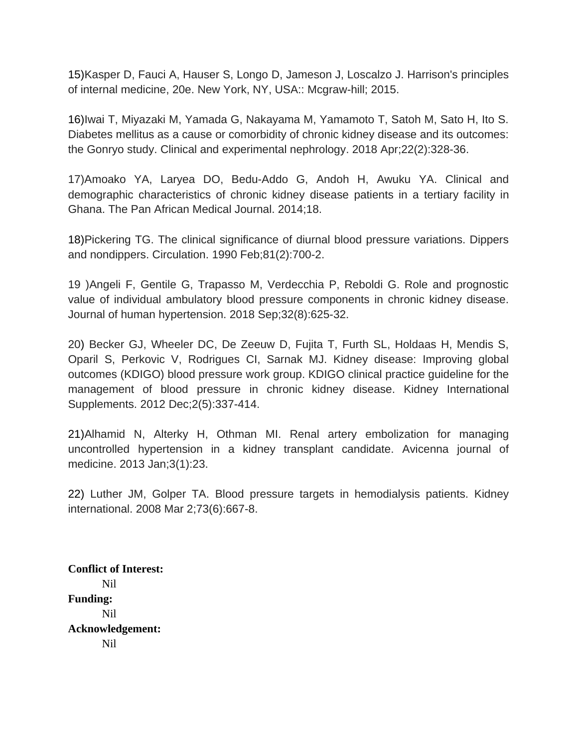15)Kasper D, Fauci A, Hauser S, Longo D, Jameson J, Loscalzo J. Harrison's principles of internal medicine, 20e. New York, NY, USA:: Mcgraw-hill; 2015.

16)Iwai T, Miyazaki M, Yamada G, Nakayama M, Yamamoto T, Satoh M, Sato H, Ito S. Diabetes mellitus as a cause or comorbidity of chronic kidney disease and its outcomes: the Gonryo study. Clinical and experimental nephrology. 2018 Apr;22(2):328-36.

17)Amoako YA, Laryea DO, Bedu-Addo G, Andoh H, Awuku YA. Clinical and demographic characteristics of chronic kidney disease patients in a tertiary facility in Ghana. The Pan African Medical Journal. 2014;18.

18)Pickering TG. The clinical significance of diurnal blood pressure variations. Dippers and nondippers. Circulation. 1990 Feb;81(2):700-2.

19 )Angeli F, Gentile G, Trapasso M, Verdecchia P, Reboldi G. Role and prognostic value of individual ambulatory blood pressure components in chronic kidney disease. Journal of human hypertension. 2018 Sep;32(8):625-32.

20) Becker GJ, Wheeler DC, De Zeeuw D, Fujita T, Furth SL, Holdaas H, Mendis S, Oparil S, Perkovic V, Rodrigues CI, Sarnak MJ. Kidney disease: Improving global outcomes (KDIGO) blood pressure work group. KDIGO clinical practice guideline for the management of blood pressure in chronic kidney disease. Kidney International Supplements. 2012 Dec;2(5):337-414.

21)Alhamid N, Alterky H, Othman MI. Renal artery embolization for managing uncontrolled hypertension in a kidney transplant candidate. Avicenna journal of medicine. 2013 Jan;3(1):23.

22) Luther JM, Golper TA. Blood pressure targets in hemodialysis patients. Kidney international. 2008 Mar 2;73(6):667-8.

**Conflict of Interest:**

Nil

**Funding:**

Nil

**Acknowledgement:**

Nil